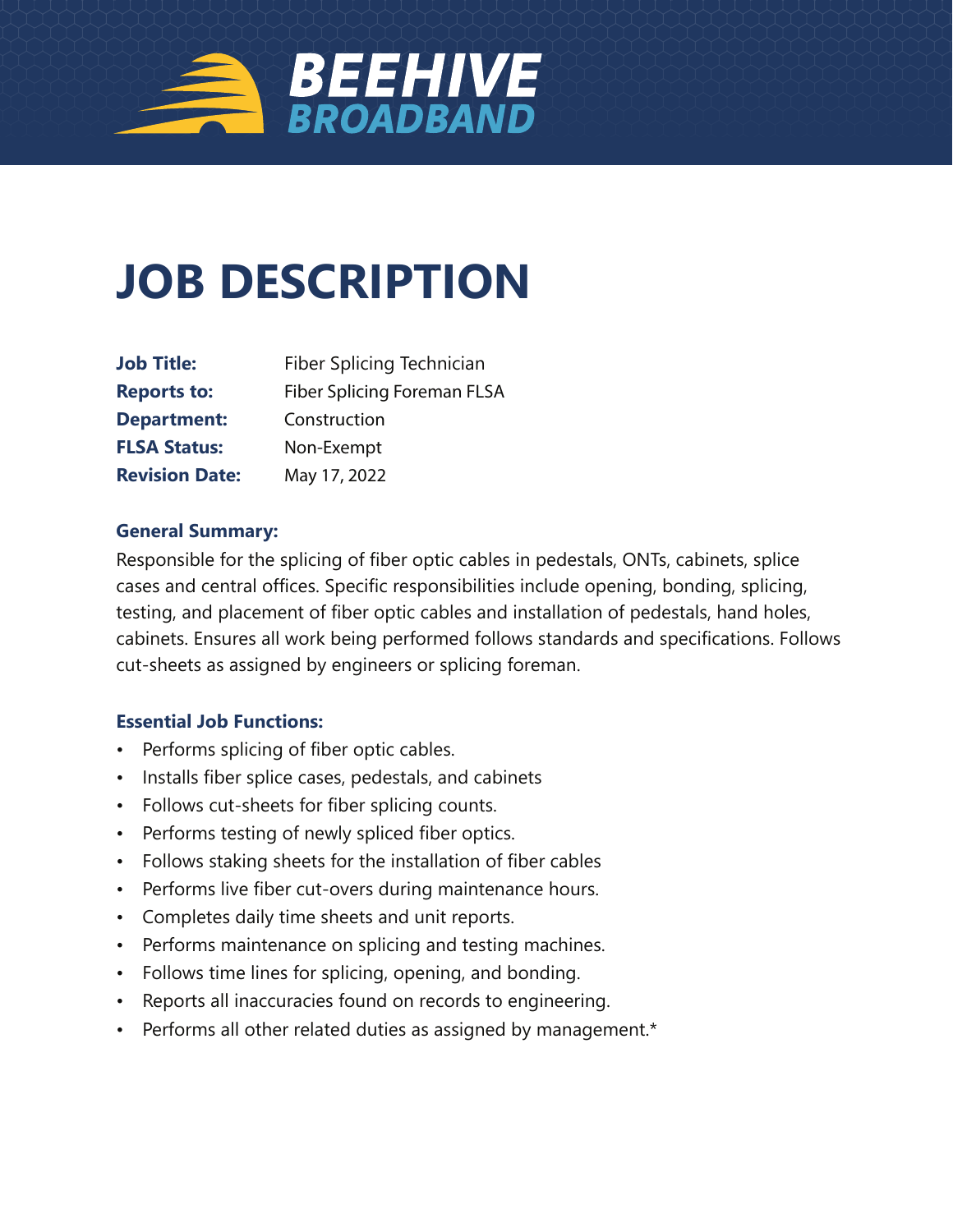BEEHIVE BROADBAND

# JOB DESCRIPTION

| | |
|---|---|
| **Job Title:** | Fiber Splicing Technician |
| **Reports to:** | Fiber Splicing Foreman FLSA |
| **Department:** | Construction |
| **FLSA Status:** | Non-Exempt |
| **Revision Date:** | May 17, 2022 |

### General Summary:

Responsible for the splicing of fiber optic cables in pedestals, ONTs, cabinets, splice cases and central offices. Specific responsibilities include opening, bonding, splicing, testing, and placement of fiber optic cables and installation of pedestals, hand holes, cabinets. Ensures all work being performed follows standards and specifications. Follows cut-sheets as assigned by engineers or splicing foreman.

### Essential Job Functions:

- Performs splicing of fiber optic cables.
- Installs fiber splice cases, pedestals, and cabinets
- Follows cut-sheets for fiber splicing counts.
- Performs testing of newly spliced fiber optics.
- Follows staking sheets for the installation of fiber cables
- Performs live fiber cut-overs during maintenance hours.
- Completes daily time sheets and unit reports.
- Performs maintenance on splicing and testing machines.
- Follows time lines for splicing, opening, and bonding.
- Reports all inaccuracies found on records to engineering.
- Performs all other related duties as assigned by management.*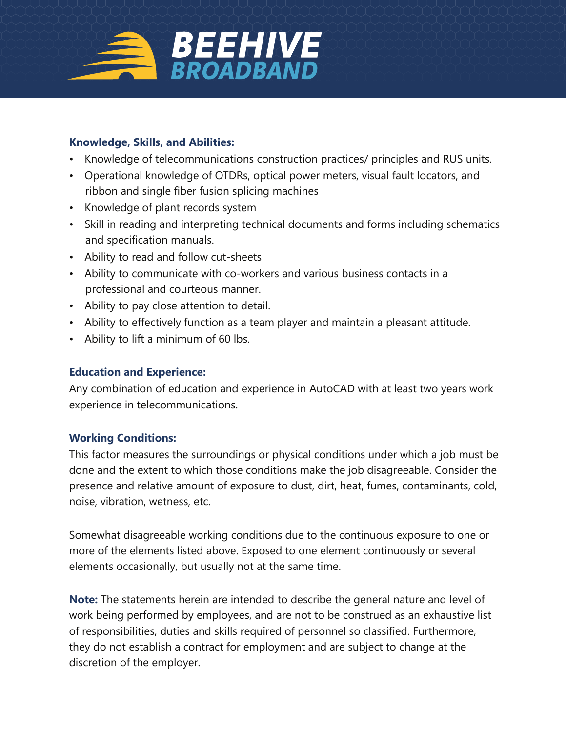**Knowledge, Skills, and Abilities:**

- Knowledge of telecommunications construction practices/ principles and RUS units.
- Operational knowledge of OTDRs, optical power meters, visual fault locators, and ribbon and single fiber fusion splicing machines
- Knowledge of plant records system
- Skill in reading and interpreting technical documents and forms including schematics and specification manuals.
- Ability to read and follow cut-sheets
- Ability to communicate with co-workers and various business contacts in a professional and courteous manner.
- Ability to pay close attention to detail.
- Ability to effectively function as a team player and maintain a pleasant attitude.
- Ability to lift a minimum of 60 lbs.

**Education and Experience:**

Any combination of education and experience in AutoCAD with at least two years work experience in telecommunications.

**Working Conditions:**

This factor measures the surroundings or physical conditions under which a job must be done and the extent to which those conditions make the job disagreeable. Consider the presence and relative amount of exposure to dust, dirt, heat, fumes, contaminants, cold, noise, vibration, wetness, etc.

Somewhat disagreeable working conditions due to the continuous exposure to one or more of the elements listed above. Exposed to one element continuously or several elements occasionally, but usually not at the same time.

**Note:** The statements herein are intended to describe the general nature and level of work being performed by employees, and are not to be construed as an exhaustive list of responsibilities, duties and skills required of personnel so classified. Furthermore, they do not establish a contract for employment and are subject to change at the discretion of the employer.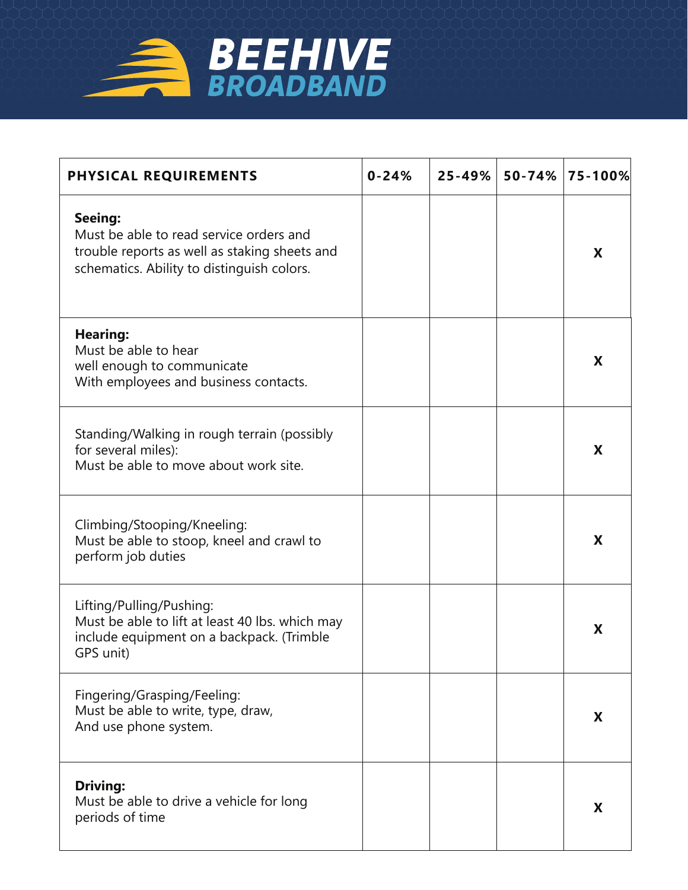| **PHYSICAL REQUIREMENTS** | **0-24%** | **25-49%** | **50-74%** | **75-100%** |
|---|---|---|---|---|
| **Seeing:**<br>Must be able to read service orders and trouble reports as well as staking sheets and schematics. Ability to distinguish colors. | | | | **X** |
| **Hearing:**<br>Must be able to hear well enough to communicate With employees and business contacts. | | | | **X** |
| Standing/Walking in rough terrain (possibly for several miles):<br>Must be able to move about work site. | | | | **X** |
| Climbing/Stooping/Kneeling:<br>Must be able to stoop, kneel and crawl to perform job duties | | | | **X** |
| Lifting/Pulling/Pushing:<br>Must be able to lift at least 40 lbs. which may include equipment on a backpack. (Trimble GPS unit) | | | | **X** |
| Fingering/Grasping/Feeling:<br>Must be able to write, type, draw, And use phone system. | | | | **X** |
| **Driving:**<br>Must be able to drive a vehicle for long periods of time | | | | **X** |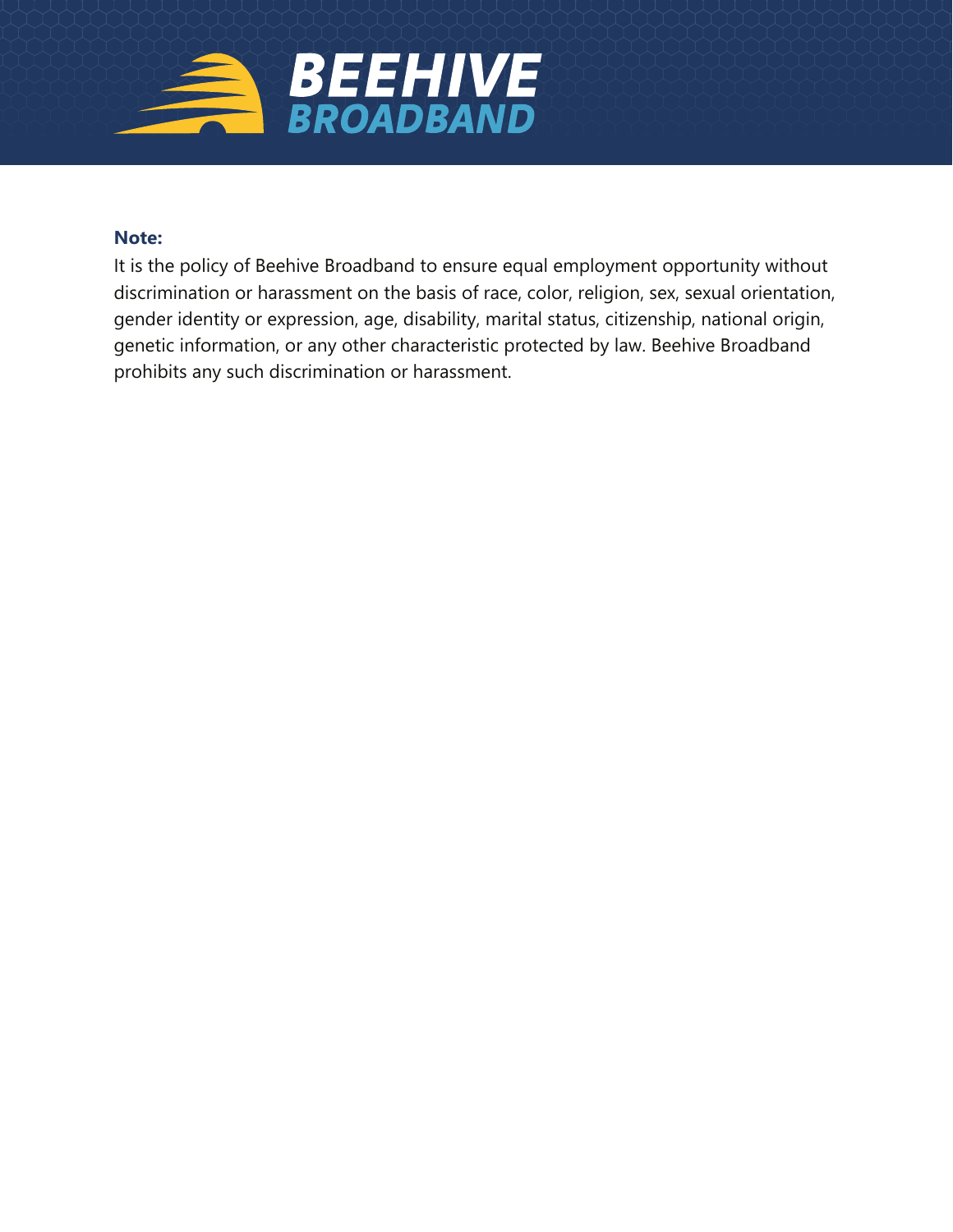**Note:**

It is the policy of Beehive Broadband to ensure equal employment opportunity without discrimination or harassment on the basis of race, color, religion, sex, sexual orientation, gender identity or expression, age, disability, marital status, citizenship, national origin, genetic information, or any other characteristic protected by law. Beehive Broadband prohibits any such discrimination or harassment.